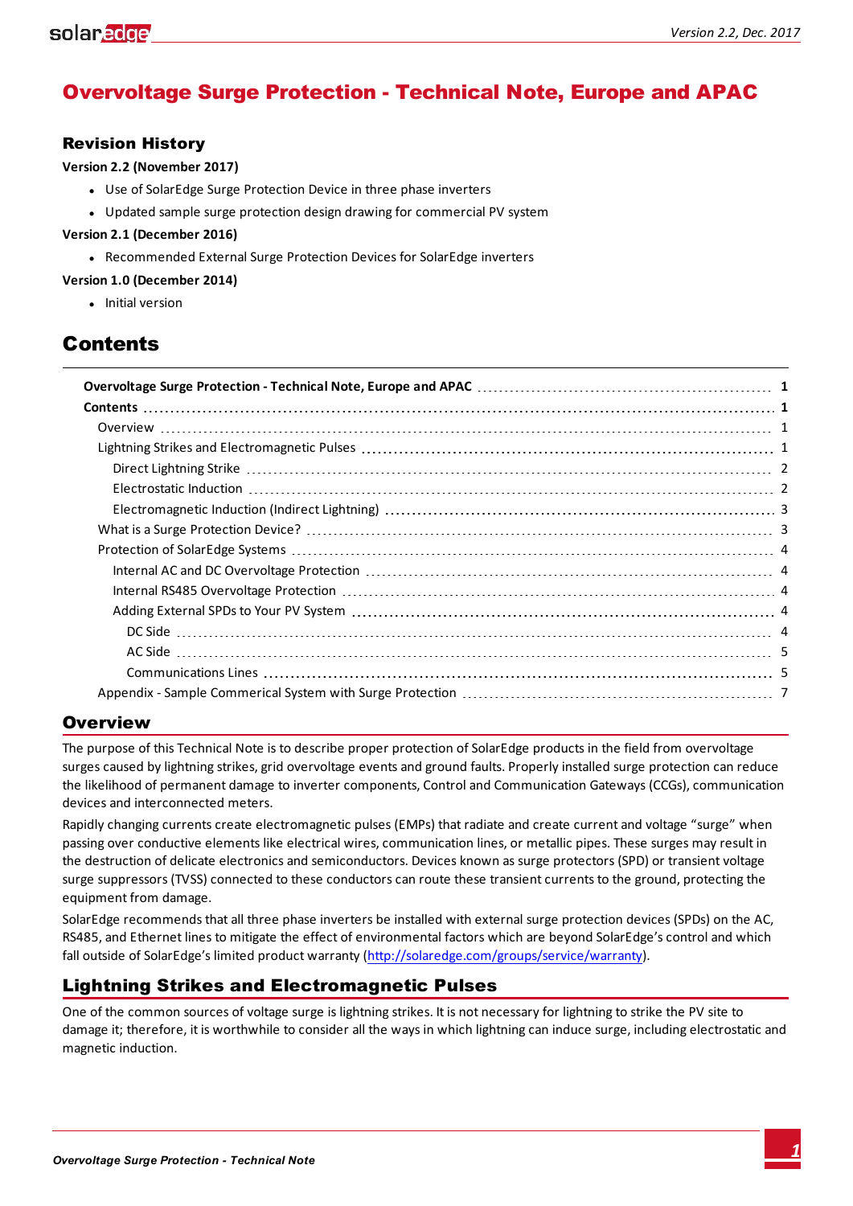# Overvoltage Surge Protection - Technical Note, Europe and APAC

## Revision History

**Version 2.2 (November 2017)**

- Use of SolarEdge Surge Protection Device in three phase inverters
- Updated sample surge protection design drawing for commercial PV system

**Version 2.1 (December 2016)**

- Recommended External Surge Protection Devices for SolarEdge inverters

**Version 1.0 (December 2014)**

- Initial version

## Contents

| | |
|---|---|
| **Overvoltage Surge Protection - Technical Note, Europe and APAC** | **1** |
| **Contents** | **1** |
| Overview | 1 |
| Lightning Strikes and Electromagnetic Pulses | 1 |
| Direct Lightning Strike | 2 |
| Electrostatic Induction | 2 |
| Electromagnetic Induction (Indirect Lightning) | 3 |
| What is a Surge Protection Device? | 3 |
| Protection of SolarEdge Systems | 4 |
| Internal AC and DC Overvoltage Protection | 4 |
| Internal RS485 Overvoltage Protection | 4 |
| Adding External SPDs to Your PV System | 4 |
| DC Side | 4 |
| AC Side | 5 |
| Communications Lines | 5 |
| Appendix - Sample Commerical System with Surge Protection | 7 |

## Overview

The purpose of this Technical Note is to describe proper protection of SolarEdge products in the field from overvoltage surges caused by lightning strikes, grid overvoltage events and ground faults. Properly installed surge protection can reduce the likelihood of permanent damage to inverter components, Control and Communication Gateways (CCGs), communication devices and interconnected meters.

Rapidly changing currents create electromagnetic pulses (EMPs) that radiate and create current and voltage "surge" when passing over conductive elements like electrical wires, communication lines, or metallic pipes. These surges may result in the destruction of delicate electronics and semiconductors. Devices known as surge protectors (SPD) or transient voltage surge suppressors (TVSS) connected to these conductors can route these transient currents to the ground, protecting the equipment from damage.

SolarEdge recommends that all three phase inverters be installed with external surge protection devices (SPDs) on the AC, RS485, and Ethernet lines to mitigate the effect of environmental factors which are beyond SolarEdge's control and which fall outside of SolarEdge's limited product warranty (http://solaredge.com/groups/service/warranty).

## Lightning Strikes and Electromagnetic Pulses

One of the common sources of voltage surge is lightning strikes. It is not necessary for lightning to strike the PV site to damage it; therefore, it is worthwhile to consider all the ways in which lightning can induce surge, including electrostatic and magnetic induction.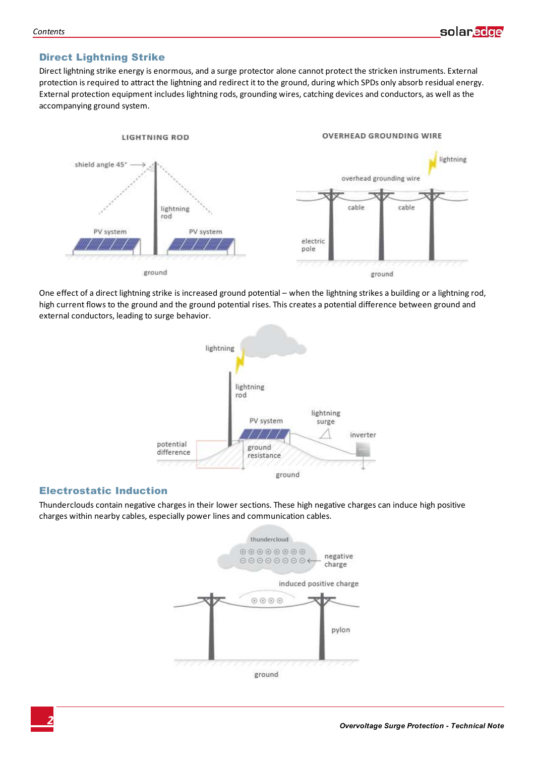## Direct Lightning Strike

Direct lightning strike energy is enormous, and a surge protector alone cannot protect the stricken instruments. External protection is required to attract the lightning and redirect it to the ground, during which SPDs only absorb residual energy. External protection equipment includes lightning rods, grounding wires, catching devices and conductors, as well as the accompanying ground system.

One effect of a direct lightning strike is increased ground potential – when the lightning strikes a building or a lightning rod, high current flows to the ground and the ground potential rises. This creates a potential difference between ground and external conductors, leading to surge behavior.

## Electrostatic Induction

Thunderclouds contain negative charges in their lower sections. These high negative charges can induce high positive charges within nearby cables, especially power lines and communication cables.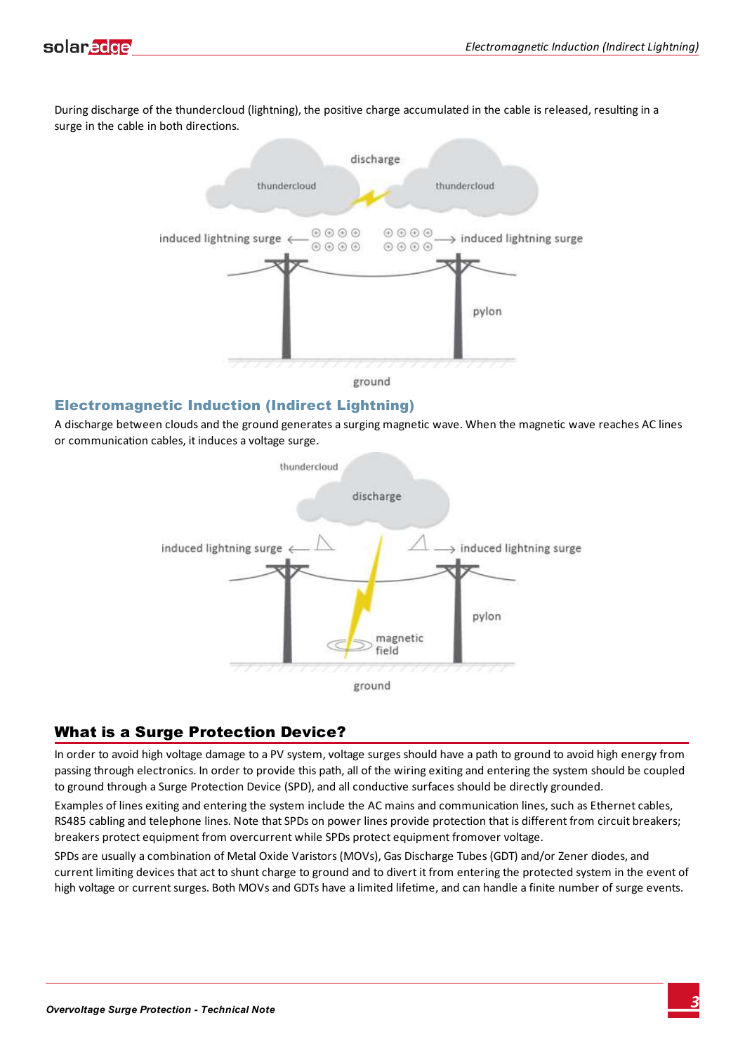During discharge of the thundercloud (lightning), the positive charge accumulated in the cable is released, resulting in a surge in the cable in both directions.

## Electromagnetic Induction (Indirect Lightning)

A discharge between clouds and the ground generates a surging magnetic wave. When the magnetic wave reaches AC lines or communication cables, it induces a voltage surge.

## What is a Surge Protection Device?

In order to avoid high voltage damage to a PV system, voltage surges should have a path to ground to avoid high energy from passing through electronics. In order to provide this path, all of the wiring exiting and entering the system should be coupled to ground through a Surge Protection Device (SPD), and all conductive surfaces should be directly grounded.

Examples of lines exiting and entering the system include the AC mains and communication lines, such as Ethernet cables, RS485 cabling and telephone lines. Note that SPDs on power lines provide protection that is different from circuit breakers; breakers protect equipment from overcurrent while SPDs protect equipment fromover voltage.

SPDs are usually a combination of Metal Oxide Varistors (MOVs), Gas Discharge Tubes (GDT) and/or Zener diodes, and current limiting devices that act to shunt charge to ground and to divert it from entering the protected system in the event of high voltage or current surges. Both MOVs and GDTs have a limited lifetime, and can handle a finite number of surge events.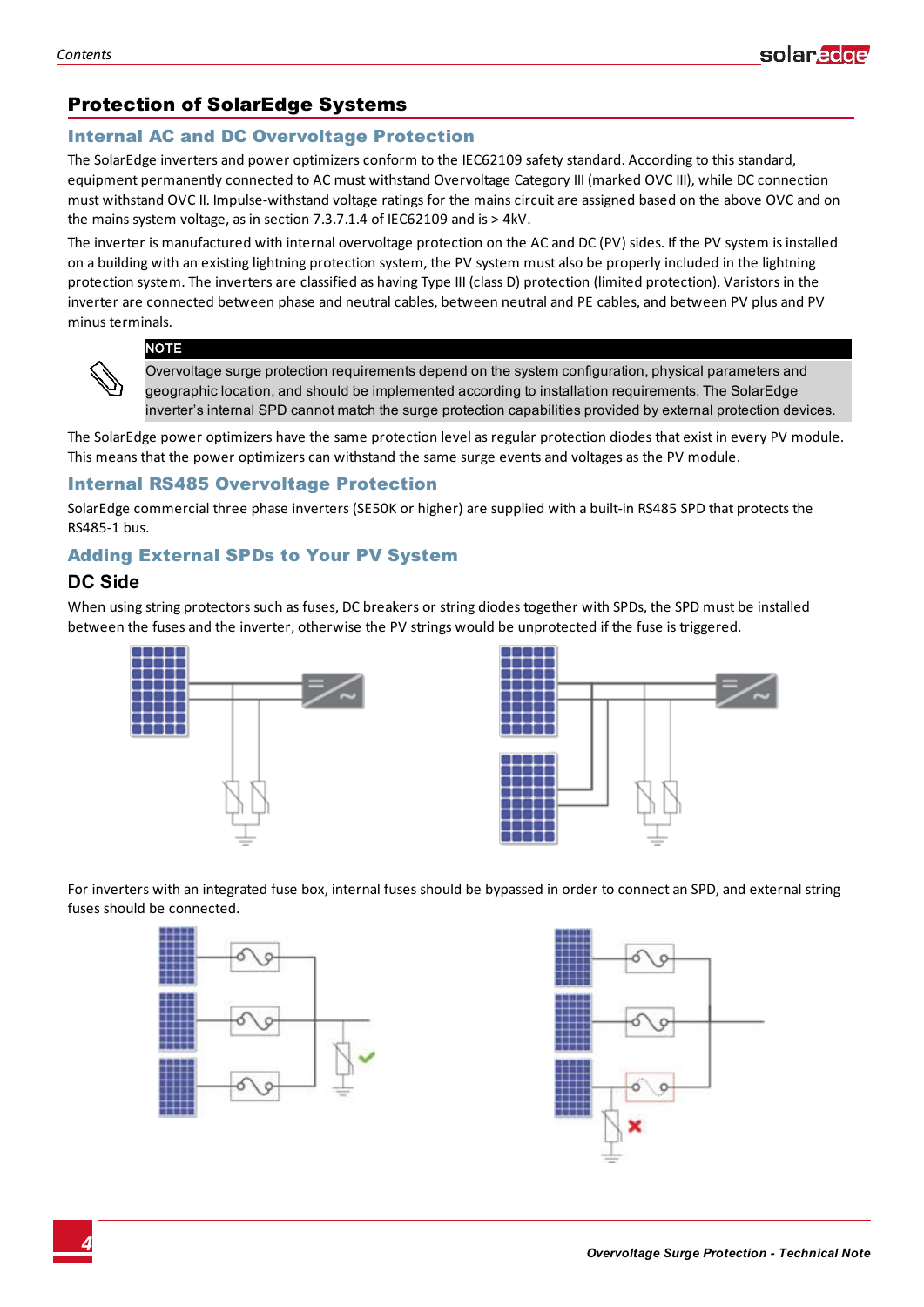## Protection of SolarEdge Systems

### Internal AC and DC Overvoltage Protection

The SolarEdge inverters and power optimizers conform to the IEC62109 safety standard. According to this standard, equipment permanently connected to AC must withstand Overvoltage Category III (marked OVC III), while DC connection must withstand OVC II. Impulse-withstand voltage ratings for the mains circuit are assigned based on the above OVC and on the mains system voltage, as in section 7.3.7.1.4 of IEC62109 and is > 4kV.

The inverter is manufactured with internal overvoltage protection on the AC and DC (PV) sides. If the PV system is installed on a building with an existing lightning protection system, the PV system must also be properly included in the lightning protection system. The inverters are classified as having Type III (class D) protection (limited protection). Varistors in the inverter are connected between phase and neutral cables, between neutral and PE cables, and between PV plus and PV minus terminals.

> **NOTE**
>
> Overvoltage surge protection requirements depend on the system configuration, physical parameters and geographic location, and should be implemented according to installation requirements. The SolarEdge inverter's internal SPD cannot match the surge protection capabilities provided by external protection devices.

The SolarEdge power optimizers have the same protection level as regular protection diodes that exist in every PV module. This means that the power optimizers can withstand the same surge events and voltages as the PV module.

### Internal RS485 Overvoltage Protection

SolarEdge commercial three phase inverters (SE50K or higher) are supplied with a built-in RS485 SPD that protects the RS485-1 bus.

### Adding External SPDs to Your PV System

#### DC Side

When using string protectors such as fuses, DC breakers or string diodes together with SPDs, the SPD must be installed between the fuses and the inverter, otherwise the PV strings would be unprotected if the fuse is triggered.

For inverters with an integrated fuse box, internal fuses should be bypassed in order to connect an SPD, and external string fuses should be connected.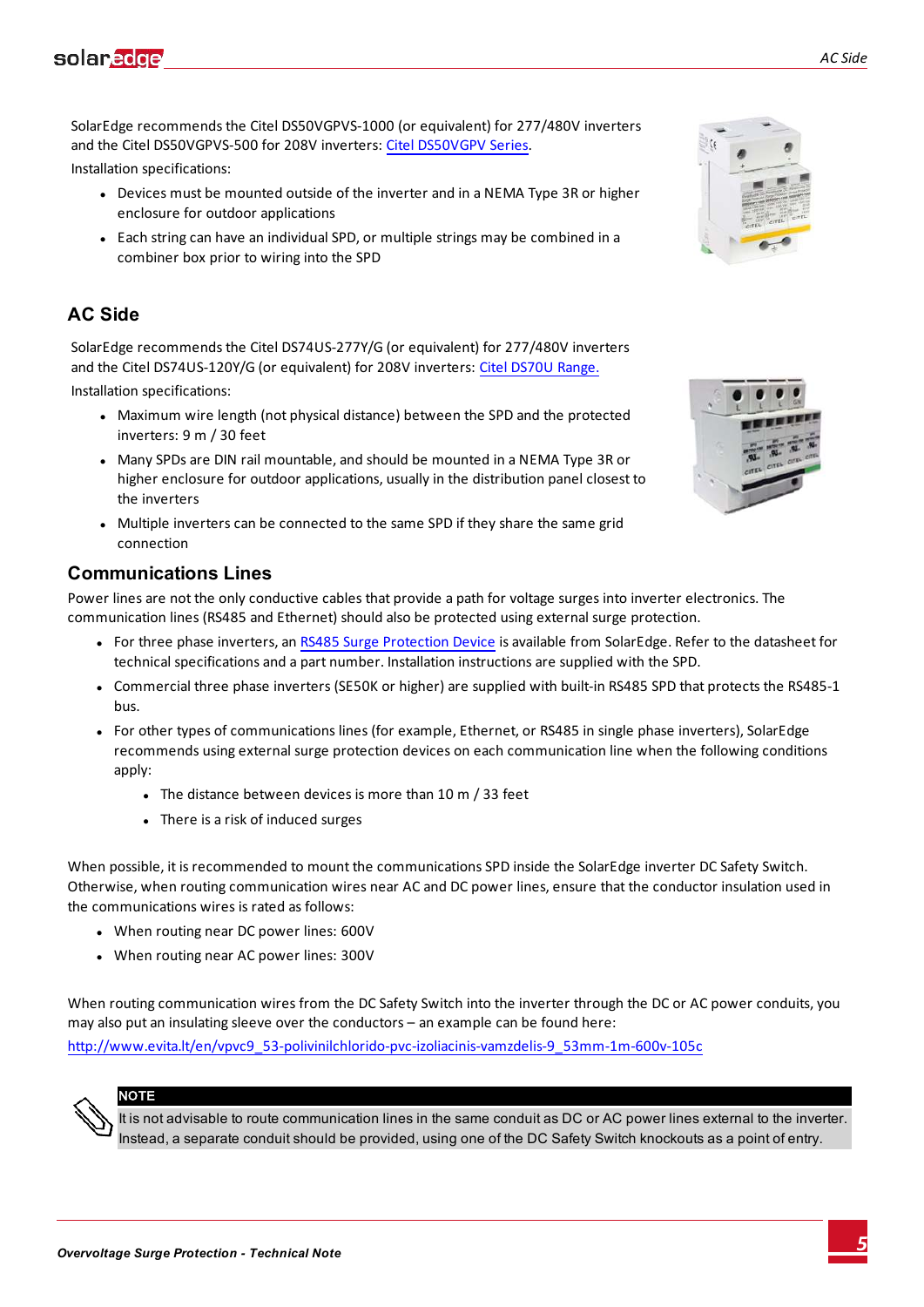SolarEdge recommends the Citel DS50VGPVS-1000 (or equivalent) for 277/480V inverters and the Citel DS50VGPVS-500 for 208V inverters: [Citel DS50VGPV Series](Citel DS50VGPV Series).

Installation specifications:

- Devices must be mounted outside of the inverter and in a NEMA Type 3R or higher enclosure for outdoor applications
- Each string can have an individual SPD, or multiple strings may be combined in a combiner box prior to wiring into the SPD

## AC Side

SolarEdge recommends the Citel DS74US-277Y/G (or equivalent) for 277/480V inverters and the Citel DS74US-120Y/G (or equivalent) for 208V inverters: Citel DS70U Range.

Installation specifications:

- Maximum wire length (not physical distance) between the SPD and the protected inverters: 9 m / 30 feet
- Many SPDs are DIN rail mountable, and should be mounted in a NEMA Type 3R or higher enclosure for outdoor applications, usually in the distribution panel closest to the inverters
- Multiple inverters can be connected to the same SPD if they share the same grid connection

## Communications Lines

Power lines are not the only conductive cables that provide a path for voltage surges into inverter electronics. The communication lines (RS485 and Ethernet) should also be protected using external surge protection.

- For three phase inverters, an RS485 Surge Protection Device is available from SolarEdge. Refer to the datasheet for technical specifications and a part number. Installation instructions are supplied with the SPD.
- Commercial three phase inverters (SE50K or higher) are supplied with built-in RS485 SPD that protects the RS485-1 bus.
- For other types of communications lines (for example, Ethernet, or RS485 in single phase inverters), SolarEdge recommends using external surge protection devices on each communication line when the following conditions apply:
  - The distance between devices is more than 10 m / 33 feet
  - There is a risk of induced surges

When possible, it is recommended to mount the communications SPD inside the SolarEdge inverter DC Safety Switch. Otherwise, when routing communication wires near AC and DC power lines, ensure that the conductor insulation used in the communications wires is rated as follows:

- When routing near DC power lines: 600V
- When routing near AC power lines: 300V

When routing communication wires from the DC Safety Switch into the inverter through the DC or AC power conduits, you may also put an insulating sleeve over the conductors – an example can be found here:

http://www.evita.lt/en/vpvc9_53-polivinilchlorido-pvc-izoliacinis-vamzdelis-9_53mm-1m-600v-105c

> **NOTE**
>
> It is not advisable to route communication lines in the same conduit as DC or AC power lines external to the inverter. Instead, a separate conduit should be provided, using one of the DC Safety Switch knockouts as a point of entry.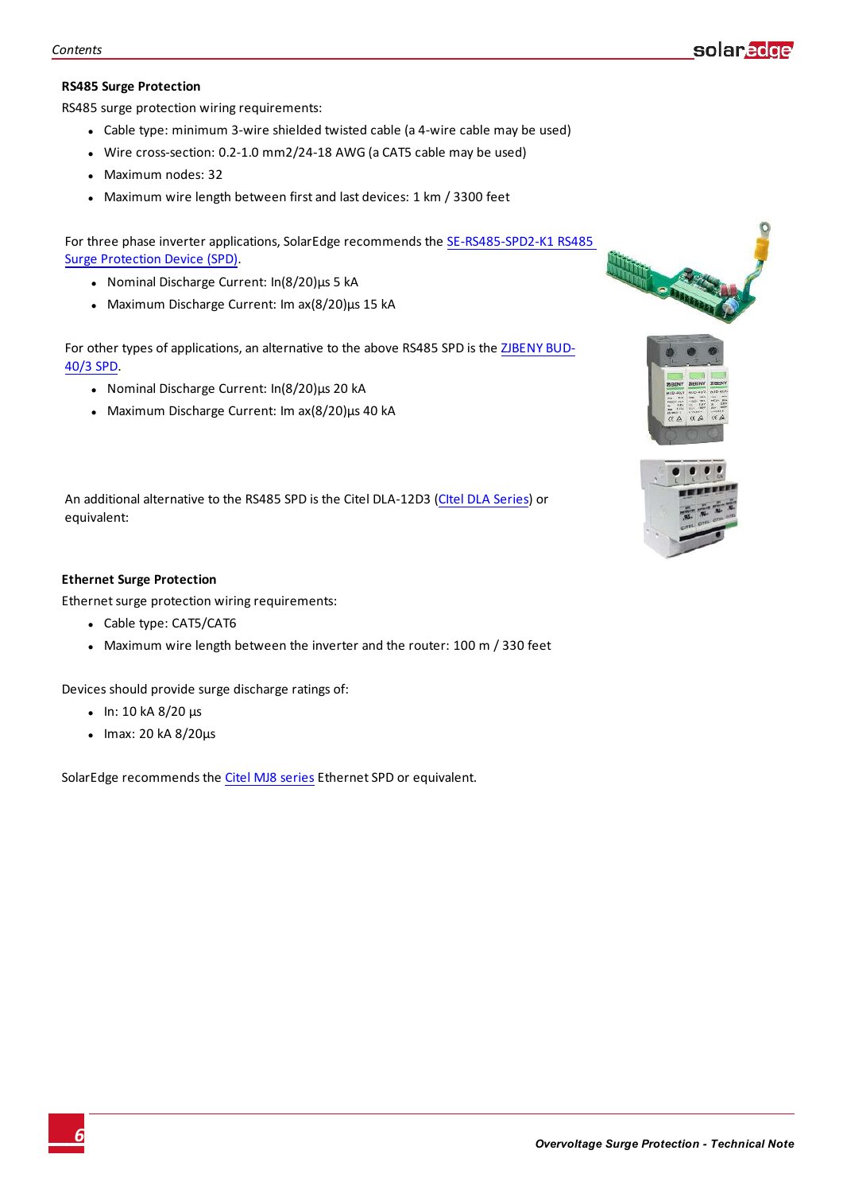### RS485 Surge Protection

RS485 surge protection wiring requirements:

- Cable type: minimum 3-wire shielded twisted cable (a 4-wire cable may be used)
- Wire cross-section: 0.2-1.0 mm2/24-18 AWG (a CAT5 cable may be used)
- Maximum nodes: 32
- Maximum wire length between first and last devices: 1 km / 3300 feet

For three phase inverter applications, SolarEdge recommends the SE-RS485-SPD2-K1 RS485 Surge Protection Device (SPD).

- Nominal Discharge Current: In(8/20)µs 5 kA
- Maximum Discharge Current: Im ax(8/20)µs 15 kA

For other types of applications, an alternative to the above RS485 SPD is the ZJBENY BUD-40/3 SPD.

- Nominal Discharge Current: In(8/20)µs 20 kA
- Maximum Discharge Current: Im ax(8/20)µs 40 kA

An additional alternative to the RS485 SPD is the Citel DLA-12D3 (CItel DLA Series) or equivalent:

### Ethernet Surge Protection

Ethernet surge protection wiring requirements:

- Cable type: CAT5/CAT6
- Maximum wire length between the inverter and the router: 100 m / 330 feet

Devices should provide surge discharge ratings of:

- In: 10 kA 8/20 µs
- Imax: 20 kA 8/20µs

SolarEdge recommends the Citel MJ8 series Ethernet SPD or equivalent.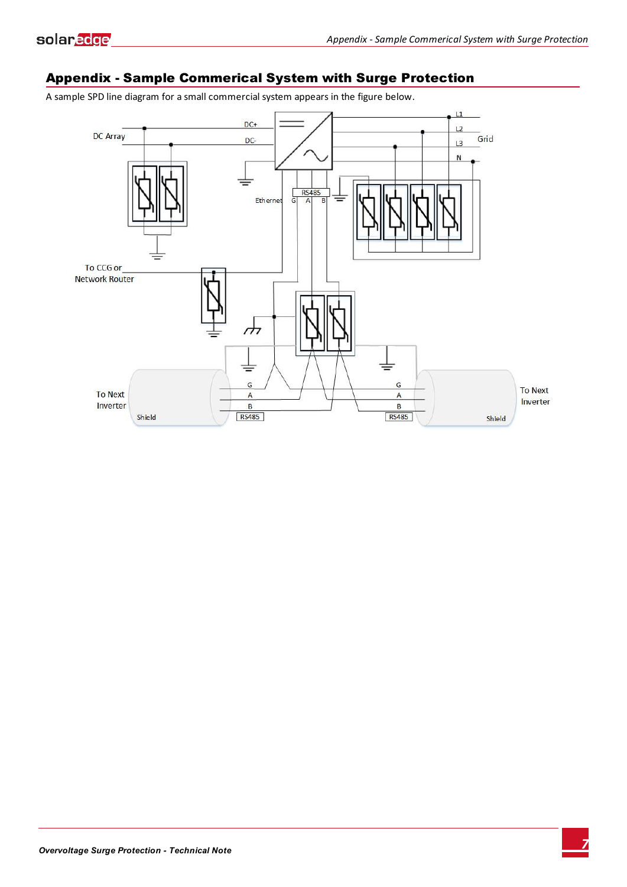## Appendix - Sample Commerical System with Surge Protection

A sample SPD line diagram for a small commercial system appears in the figure below.

DC Array
DC+
DC-
L1
L2
L3
N
Grid
Ethernet
RS485
G
A
B
To CCG or
Network Router
To Next
Inverter
Shield
G
A
B
RS485
G
A
B
RS485
To Next
Inverter
Shield